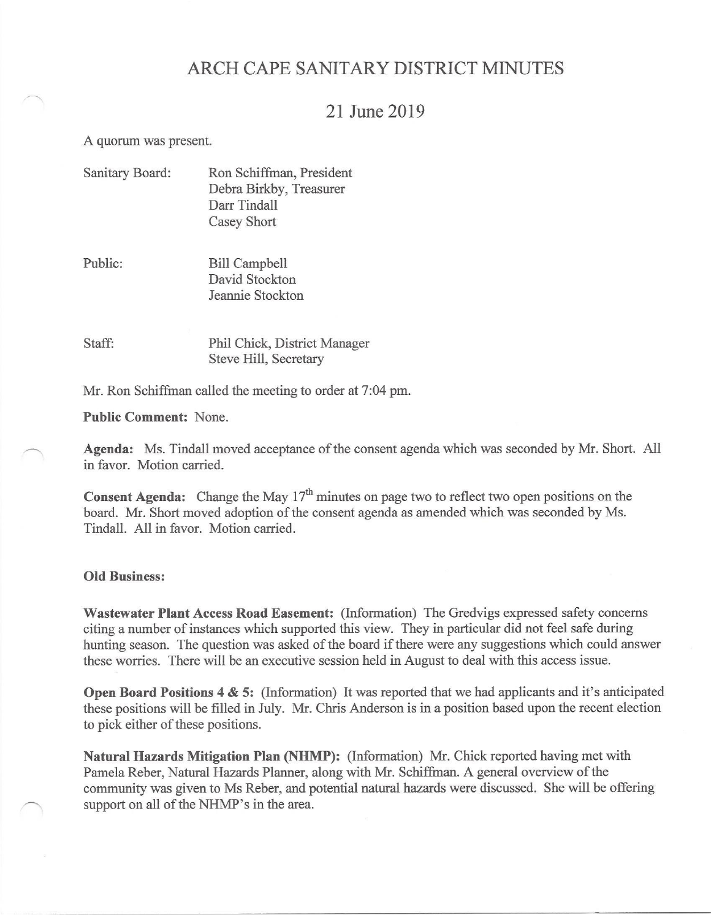# ARCH CAPE SANITARY DISTRICT MINUTES

## 21 June 2019

A quorum was present.

| | |
|---|---|
| Sanitary Board: | Ron Schiffman, President<br>Debra Birkby, Treasurer<br>Darr Tindall<br>Casey Short |
| Public: | Bill Campbell<br>David Stockton<br>Jeannie Stockton |
| Staff: | Phil Chick, District Manager<br>Steve Hill, Secretary |

Mr. Ron Schiffman called the meeting to order at 7:04 pm.

**Public Comment:** None.

**Agenda:** Ms. Tindall moved acceptance of the consent agenda which was seconded by Mr. Short. All in favor. Motion carried.

**Consent Agenda:** Change the May 17th minutes on page two to reflect two open positions on the board. Mr. Short moved adoption of the consent agenda as amended which was seconded by Ms. Tindall. All in favor. Motion carried.

**Old Business:**

**Wastewater Plant Access Road Easement:** (Information) The Gredvigs expressed safety concerns citing a number of instances which supported this view. They in particular did not feel safe during hunting season. The question was asked of the board if there were any suggestions which could answer these worries. There will be an executive session held in August to deal with this access issue.

**Open Board Positions 4 & 5:** (Information) It was reported that we had applicants and it's anticipated these positions will be filled in July. Mr. Chris Anderson is in a position based upon the recent election to pick either of these positions.

**Natural Hazards Mitigation Plan (NHMP):** (Information) Mr. Chick reported having met with Pamela Reber, Natural Hazards Planner, along with Mr. Schiffman. A general overview of the community was given to Ms Reber, and potential natural hazards were discussed. She will be offering support on all of the NHMP's in the area.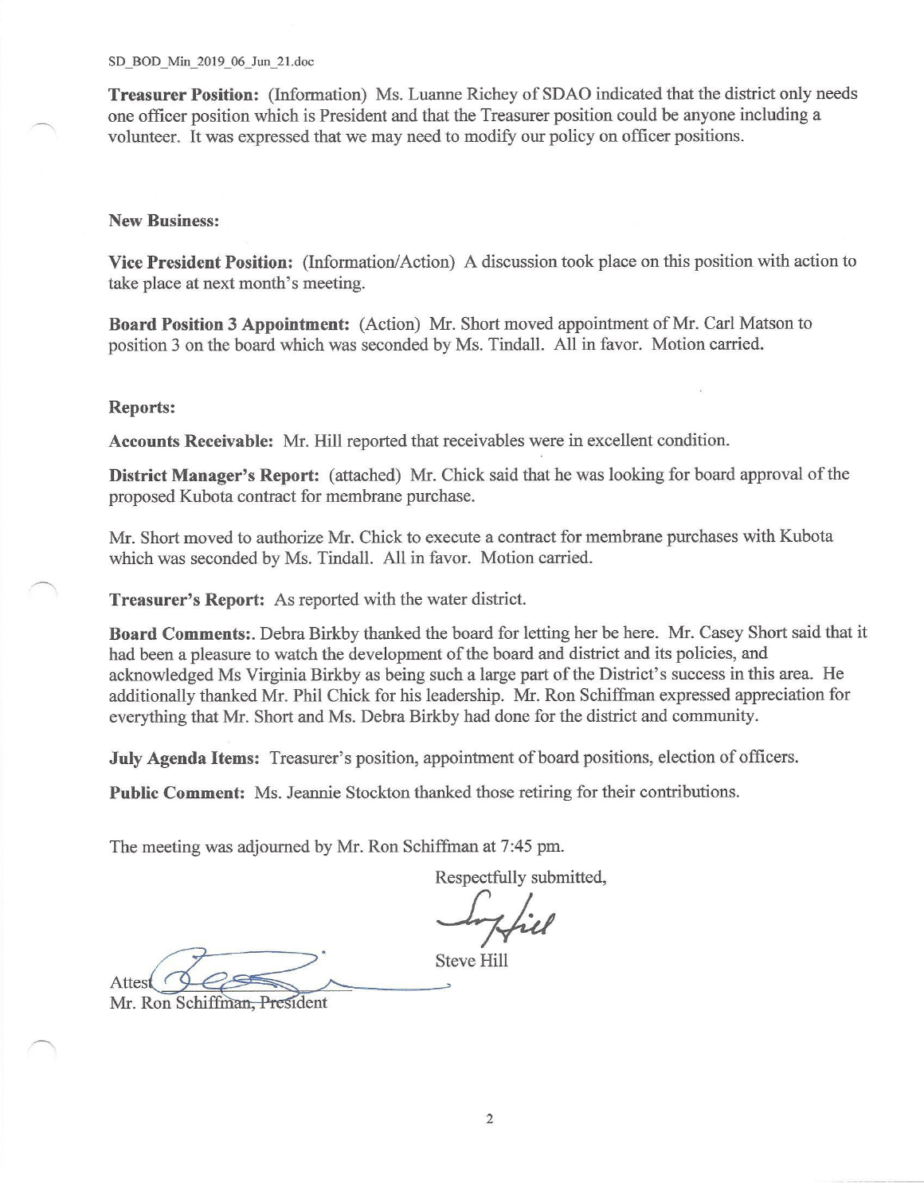**Treasurer Position:** (Information) Ms. Luanne Richey of SDAO indicated that the district only needs one officer position which is President and that the Treasurer position could be anyone including a volunteer. It was expressed that we may need to modify our policy on officer positions.

**New Business:**

**Vice President Position:** (Information/Action) A discussion took place on this position with action to take place at next month's meeting.

**Board Position 3 Appointment:** (Action) Mr. Short moved appointment of Mr. Carl Matson to position 3 on the board which was seconded by Ms. Tindall. All in favor. Motion carried.

**Reports:**

**Accounts Receivable:** Mr. Hill reported that receivables were in excellent condition.

**District Manager's Report:** (attached) Mr. Chick said that he was looking for board approval of the proposed Kubota contract for membrane purchase.

Mr. Short moved to authorize Mr. Chick to execute a contract for membrane purchases with Kubota which was seconded by Ms. Tindall. All in favor. Motion carried.

**Treasurer's Report:** As reported with the water district.

**Board Comments:**. Debra Birkby thanked the board for letting her be here. Mr. Casey Short said that it had been a pleasure to watch the development of the board and district and its policies, and acknowledged Ms Virginia Birkby as being such a large part of the District's success in this area. He additionally thanked Mr. Phil Chick for his leadership. Mr. Ron Schiffman expressed appreciation for everything that Mr. Short and Ms. Debra Birkby had done for the district and community.

**July Agenda Items:** Treasurer's position, appointment of board positions, election of officers.

**Public Comment:** Ms. Jeannie Stockton thanked those retiring for their contributions.

The meeting was adjourned by Mr. Ron Schiffman at 7:45 pm.

Respectfully submitted,

Steve Hill

Attest
Mr. Ron Schiffman, President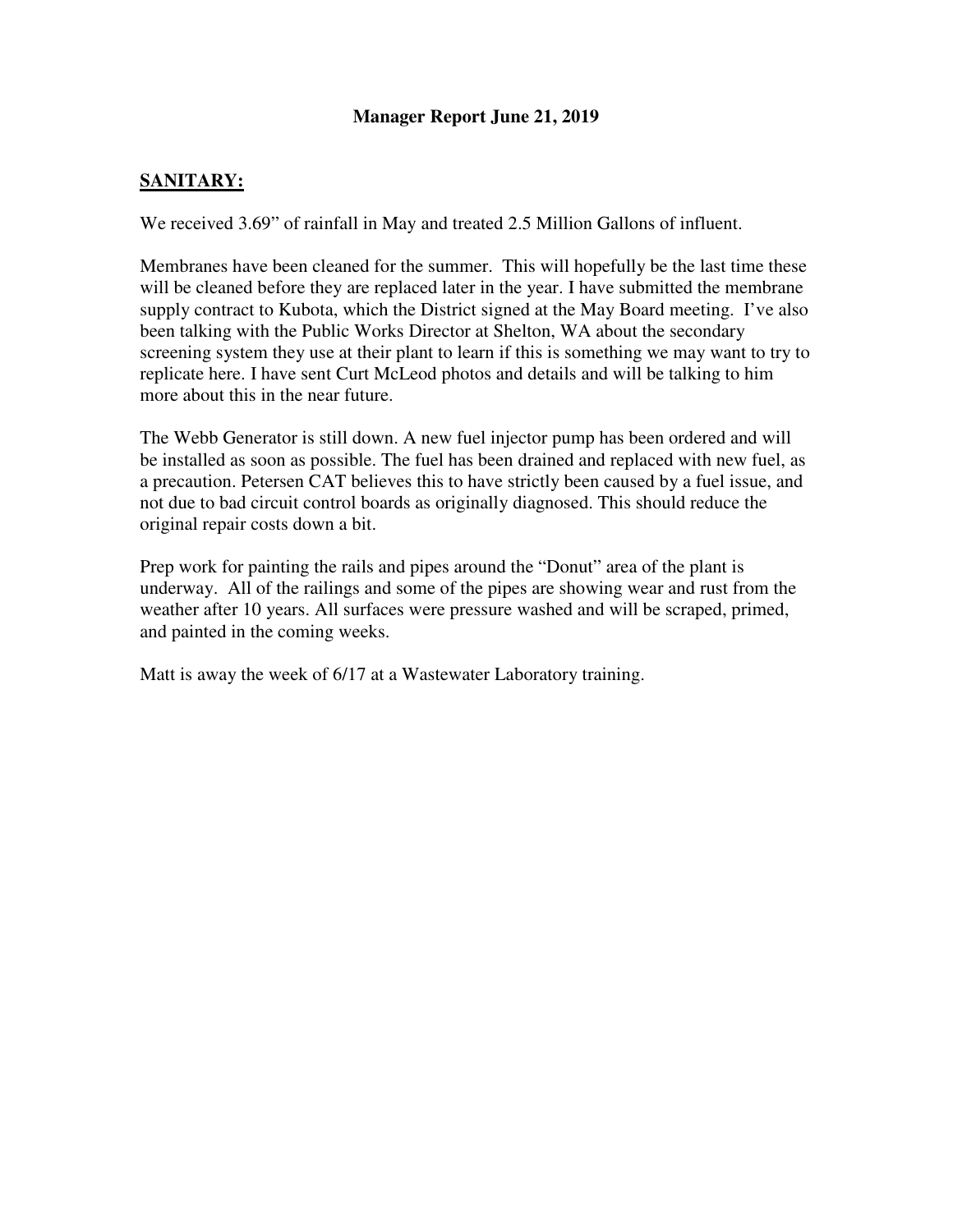**Manager Report June 21, 2019**

## SANITARY:

We received 3.69" of rainfall in May and treated 2.5 Million Gallons of influent.

Membranes have been cleaned for the summer. This will hopefully be the last time these will be cleaned before they are replaced later in the year. I have submitted the membrane supply contract to Kubota, which the District signed at the May Board meeting. I've also been talking with the Public Works Director at Shelton, WA about the secondary screening system they use at their plant to learn if this is something we may want to try to replicate here. I have sent Curt McLeod photos and details and will be talking to him more about this in the near future.

The Webb Generator is still down. A new fuel injector pump has been ordered and will be installed as soon as possible. The fuel has been drained and replaced with new fuel, as a precaution. Petersen CAT believes this to have strictly been caused by a fuel issue, and not due to bad circuit control boards as originally diagnosed. This should reduce the original repair costs down a bit.

Prep work for painting the rails and pipes around the "Donut" area of the plant is underway. All of the railings and some of the pipes are showing wear and rust from the weather after 10 years. All surfaces were pressure washed and will be scraped, primed, and painted in the coming weeks.

Matt is away the week of 6/17 at a Wastewater Laboratory training.